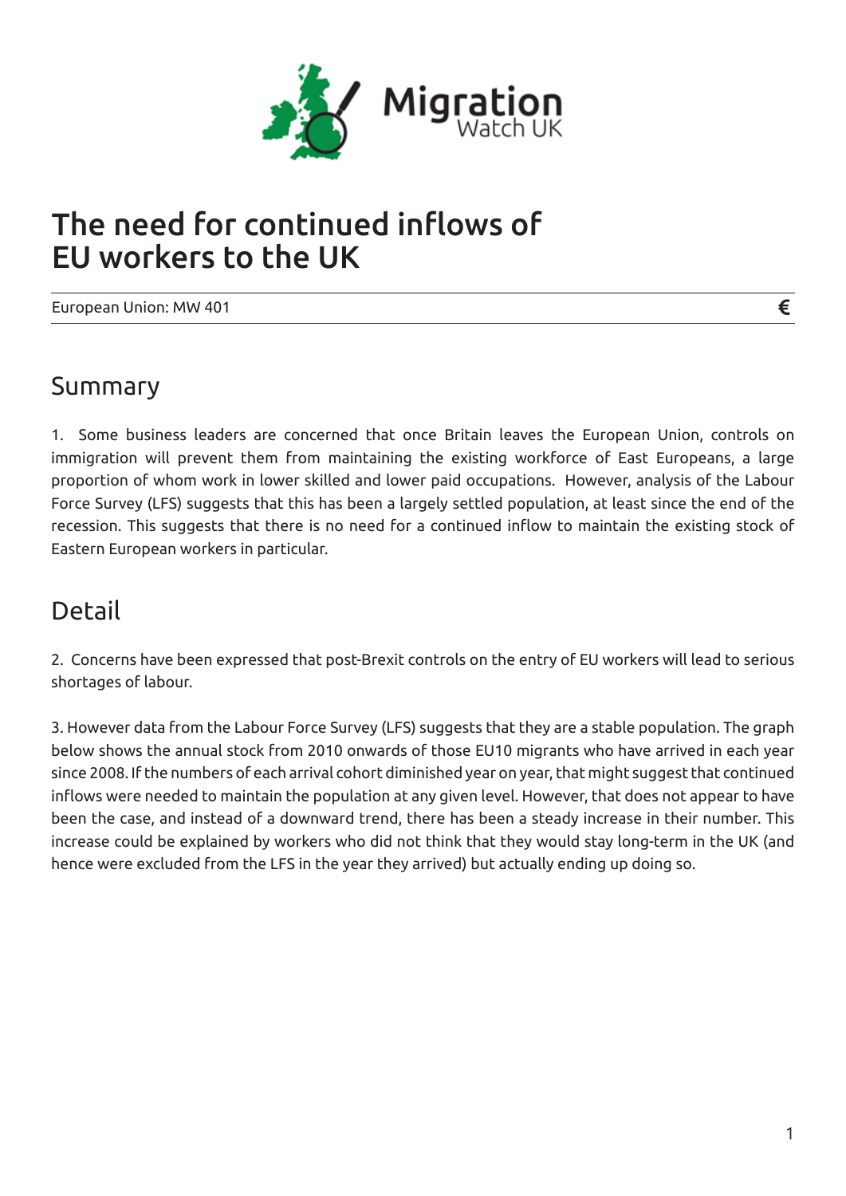# The need for continued inflows of EU workers to the UK

European Union: MW 401

## Summary

1. Some business leaders are concerned that once Britain leaves the European Union, controls on immigration will prevent them from maintaining the existing workforce of East Europeans, a large proportion of whom work in lower skilled and lower paid occupations. However, analysis of the Labour Force Survey (LFS) suggests that this has been a largely settled population, at least since the end of the recession. This suggests that there is no need for a continued inflow to maintain the existing stock of Eastern European workers in particular.

## Detail

2. Concerns have been expressed that post-Brexit controls on the entry of EU workers will lead to serious shortages of labour.

3. However data from the Labour Force Survey (LFS) suggests that they are a stable population. The graph below shows the annual stock from 2010 onwards of those EU10 migrants who have arrived in each year since 2008. If the numbers of each arrival cohort diminished year on year, that might suggest that continued inflows were needed to maintain the population at any given level. However, that does not appear to have been the case, and instead of a downward trend, there has been a steady increase in their number. This increase could be explained by workers who did not think that they would stay long-term in the UK (and hence were excluded from the LFS in the year they arrived) but actually ending up doing so.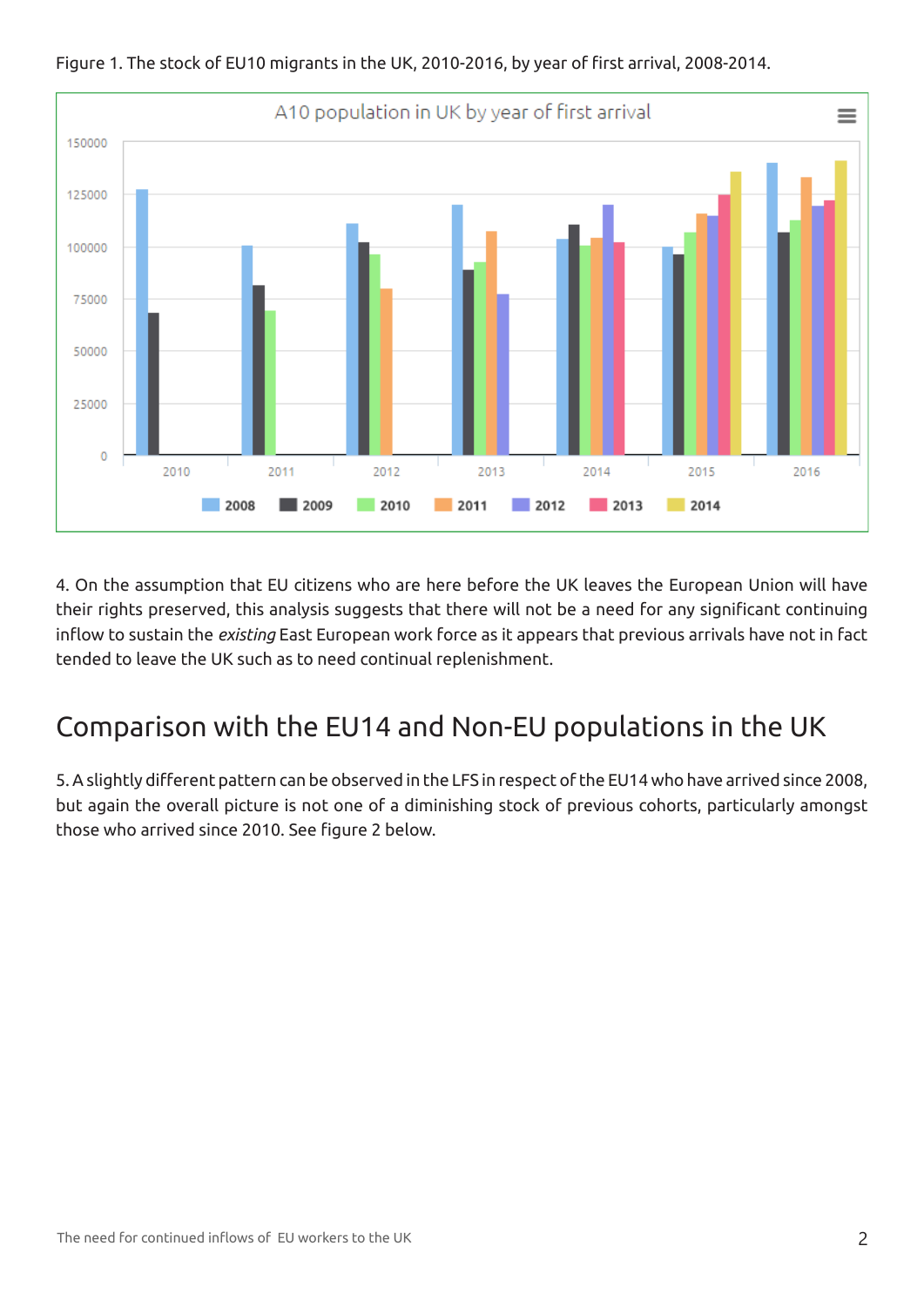Figure 1. The stock of EU10 migrants in the UK, 2010-2016, by year of first arrival, 2008-2014.

4. On the assumption that EU citizens who are here before the UK leaves the European Union will have their rights preserved, this analysis suggests that there will not be a need for any significant continuing inflow to sustain the *existing* East European work force as it appears that previous arrivals have not in fact tended to leave the UK such as to need continual replenishment.

## Comparison with the EU14 and Non-EU populations in the UK

5. A slightly different pattern can be observed in the LFS in respect of the EU14 who have arrived since 2008, but again the overall picture is not one of a diminishing stock of previous cohorts, particularly amongst those who arrived since 2010. See figure 2 below.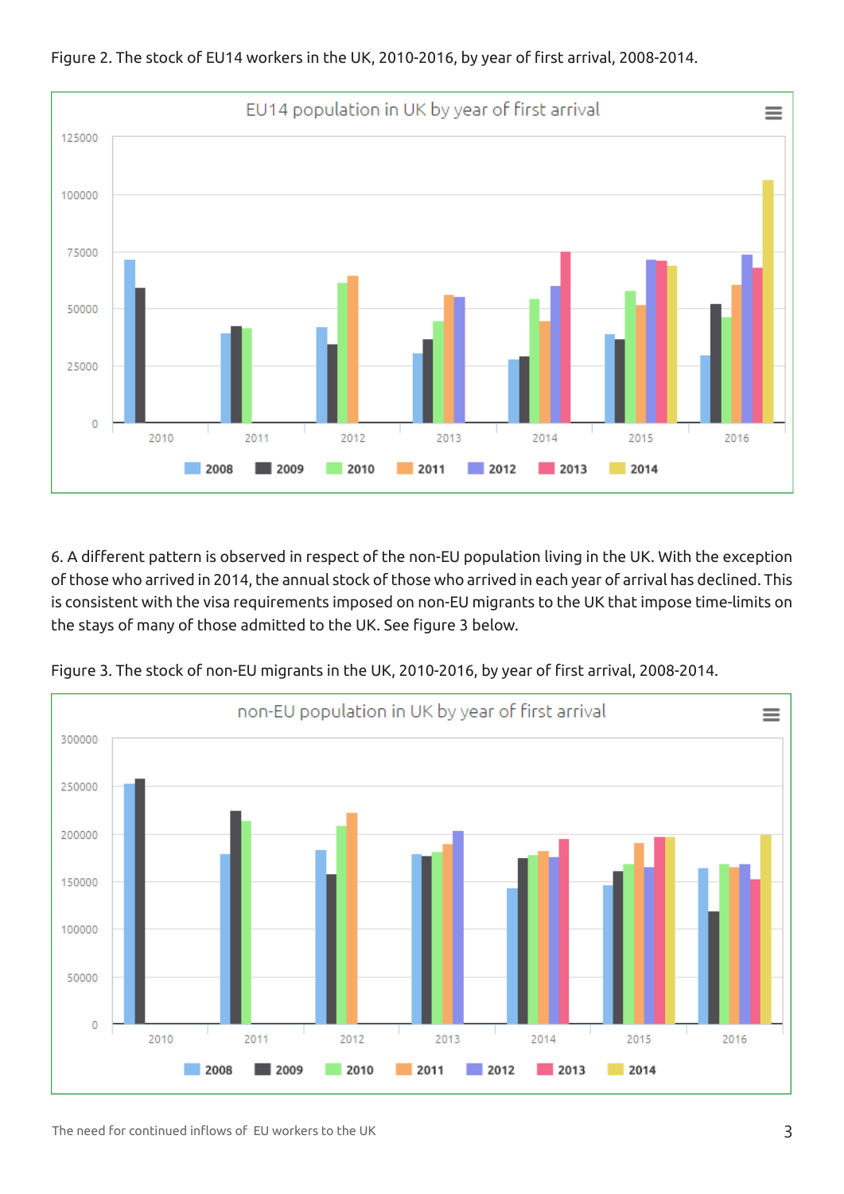Figure 2. The stock of EU14 workers in the UK, 2010-2016, by year of first arrival, 2008-2014.

6. A different pattern is observed in respect of the non-EU population living in the UK. With the exception of those who arrived in 2014, the annual stock of those who arrived in each year of arrival has declined. This is consistent with the visa requirements imposed on non-EU migrants to the UK that impose time-limits on the stays of many of those admitted to the UK. See figure 3 below.

Figure 3. The stock of non-EU migrants in the UK, 2010-2016, by year of first arrival, 2008-2014.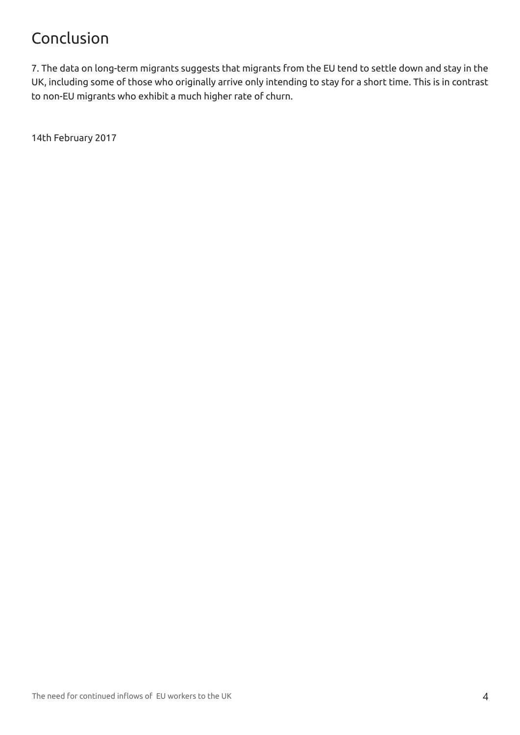# Conclusion

7. The data on long-term migrants suggests that migrants from the EU tend to settle down and stay in the UK, including some of those who originally arrive only intending to stay for a short time. This is in contrast to non-EU migrants who exhibit a much higher rate of churn.

14th February 2017